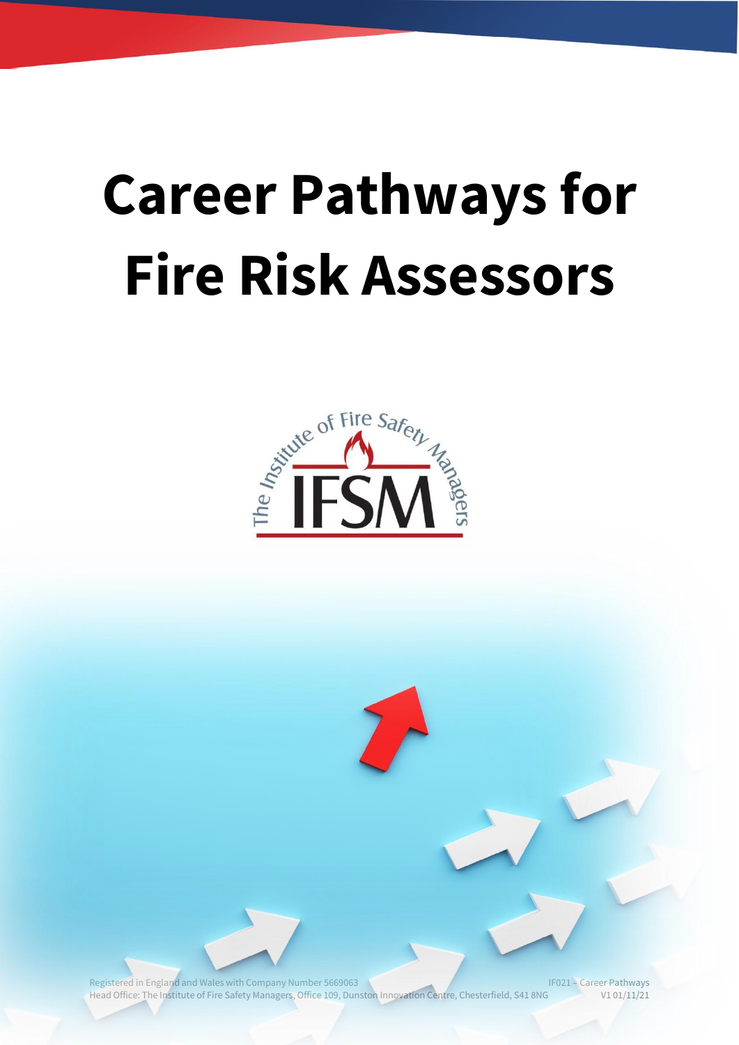# Career Pathways for Fire Risk Assessors

Registered in England and Wales with Company Number 5669063
Head Office: The Institute of Fire Safety Managers, Office 109, Dunston Innovation Centre, Chesterfield, S41 8NG

IF021 – Career Pathways
V1 01/11/21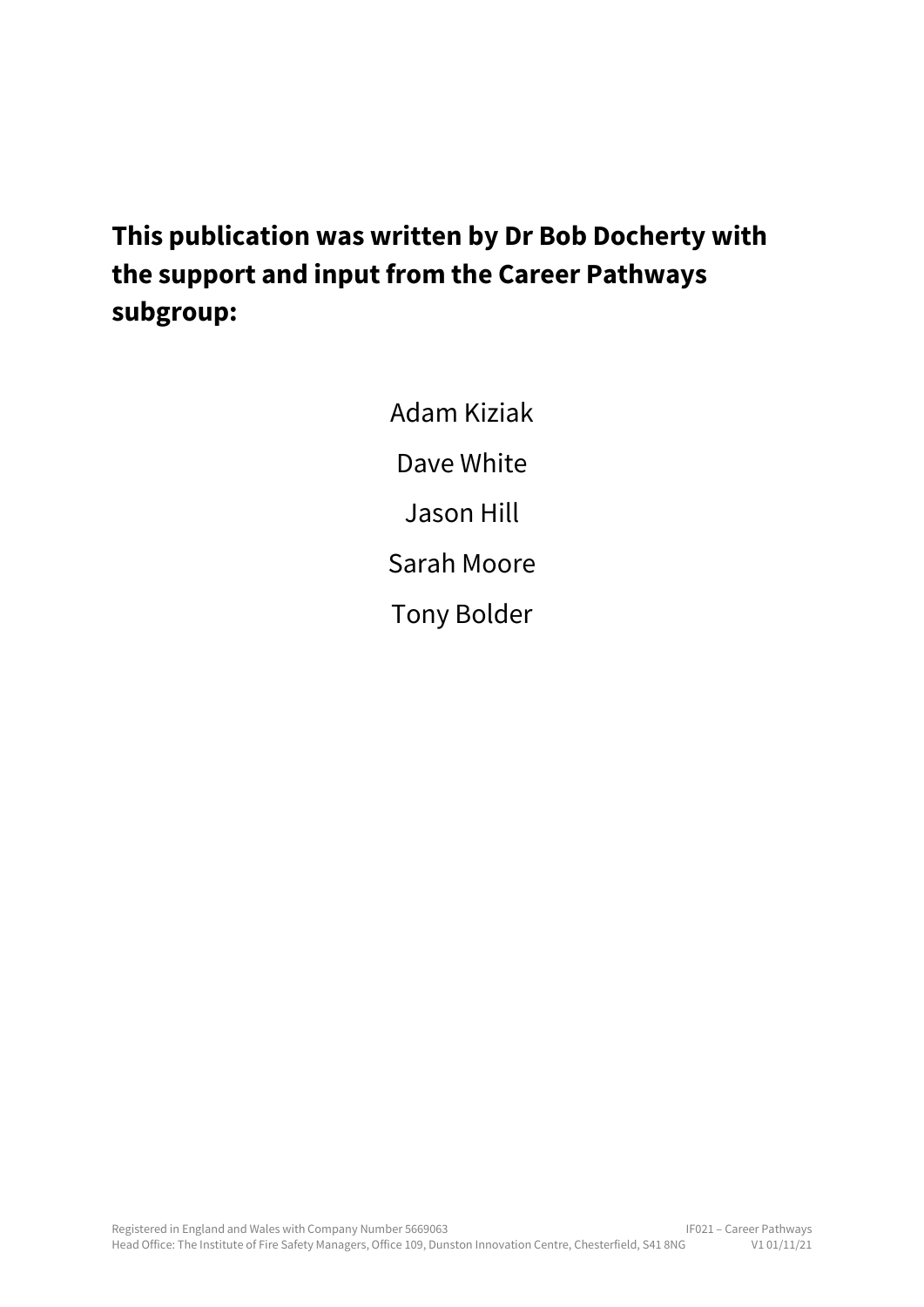**This publication was written by Dr Bob Docherty with the support and input from the Career Pathways subgroup:**

Adam Kiziak

Dave White

Jason Hill

Sarah Moore

Tony Bolder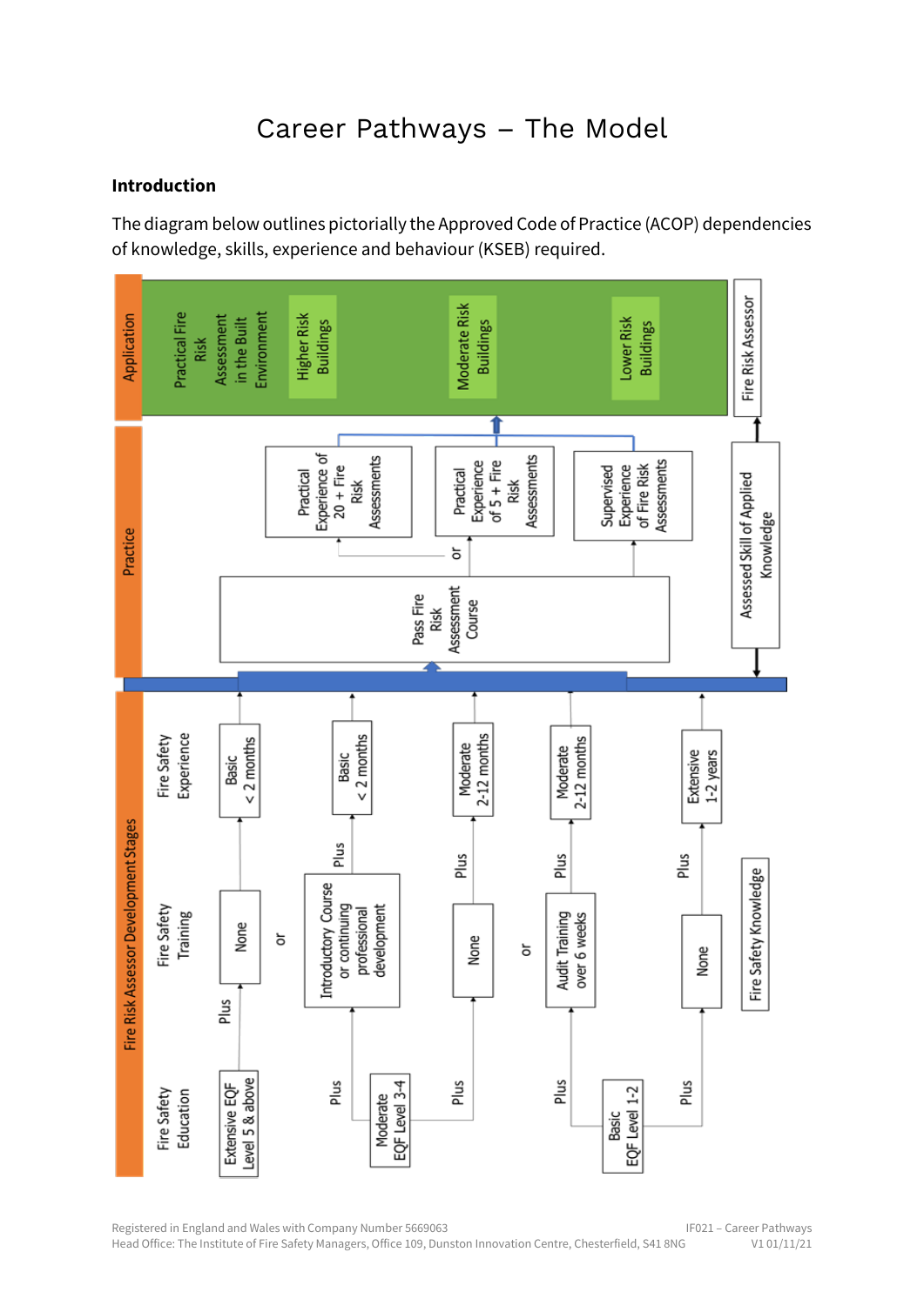# Career Pathways – The Model

## Introduction

The diagram below outlines pictorially the Approved Code of Practice (ACOP) dependencies of knowledge, skills, experience and behaviour (KSEB) required.

**Application**

Practical Fire Risk Assessment in the Built Environment

- Higher Risk Buildings
- Moderate Risk Buildings
- Lower Risk Buildings

Fire Risk Assessor

**Practice**

- Practical Experience of 20 + Fire Risk Assessments
- or Practical Experience of 5 + Fire Risk Assessments
- Supervised Experience of Fire Risk Assessments

Pass Fire Risk Assessment Course

Assessed Skill of Applied Knowledge

**Fire Risk Assessor Development Stages**

| Fire Safety Education | | Fire Safety Training | | Fire Safety Experience |
|---|---|---|---|---|
| Extensive EQF Level 5 & above | Plus | None | | Basic < 2 months |
| or | | | | |
| Moderate EQF Level 3-4 | Plus | Introductory Course or continuing professional development | Plus | Basic < 2 months |
| Moderate EQF Level 3-4 | Plus | None | Plus | Moderate 2-12 months |
| or | | | | |
| Basic EQF Level 1-2 | Plus | Audit Training over 6 weeks | Plus | Moderate 2-12 months |
| Basic EQF Level 1-2 | Plus | None | Plus | Extensive 1-2 years |

Fire Safety Knowledge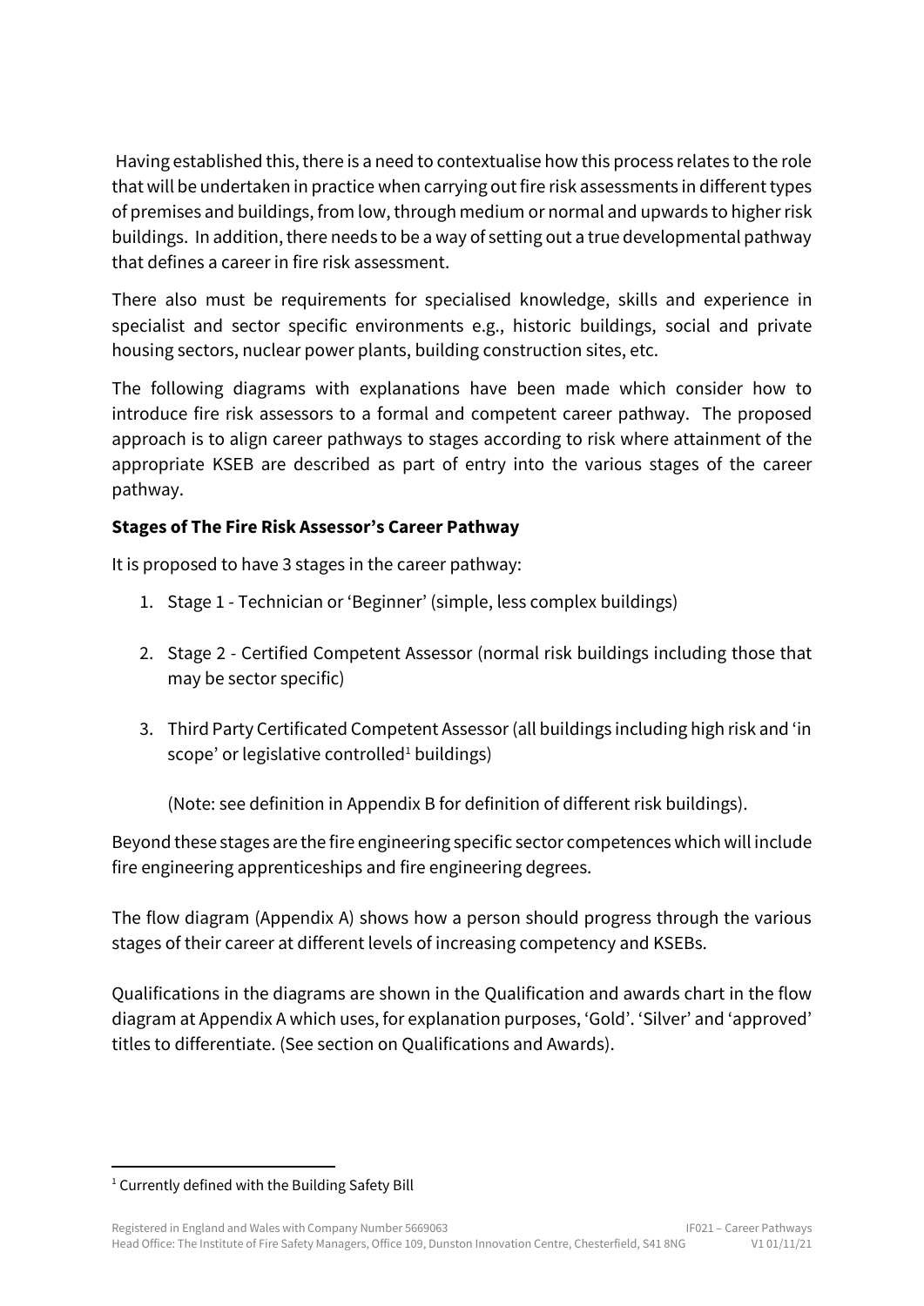Having established this, there is a need to contextualise how this process relates to the role that will be undertaken in practice when carrying out fire risk assessments in different types of premises and buildings, from low, through medium or normal and upwards to higher risk buildings. In addition, there needs to be a way of setting out a true developmental pathway that defines a career in fire risk assessment.

There also must be requirements for specialised knowledge, skills and experience in specialist and sector specific environments e.g., historic buildings, social and private housing sectors, nuclear power plants, building construction sites, etc.

The following diagrams with explanations have been made which consider how to introduce fire risk assessors to a formal and competent career pathway. The proposed approach is to align career pathways to stages according to risk where attainment of the appropriate KSEB are described as part of entry into the various stages of the career pathway.

**Stages of The Fire Risk Assessor's Career Pathway**

It is proposed to have 3 stages in the career pathway:

1. Stage 1 - Technician or 'Beginner' (simple, less complex buildings)

2. Stage 2 - Certified Competent Assessor (normal risk buildings including those that may be sector specific)

3. Third Party Certificated Competent Assessor (all buildings including high risk and 'in scope' or legislative controlled[1] buildings)

   (Note: see definition in Appendix B for definition of different risk buildings).

Beyond these stages are the fire engineering specific sector competences which will include fire engineering apprenticeships and fire engineering degrees.

The flow diagram (Appendix A) shows how a person should progress through the various stages of their career at different levels of increasing competency and KSEBs.

Qualifications in the diagrams are shown in the Qualification and awards chart in the flow diagram at Appendix A which uses, for explanation purposes, 'Gold'. 'Silver' and 'approved' titles to differentiate. (See section on Qualifications and Awards).

[1] Currently defined with the Building Safety Bill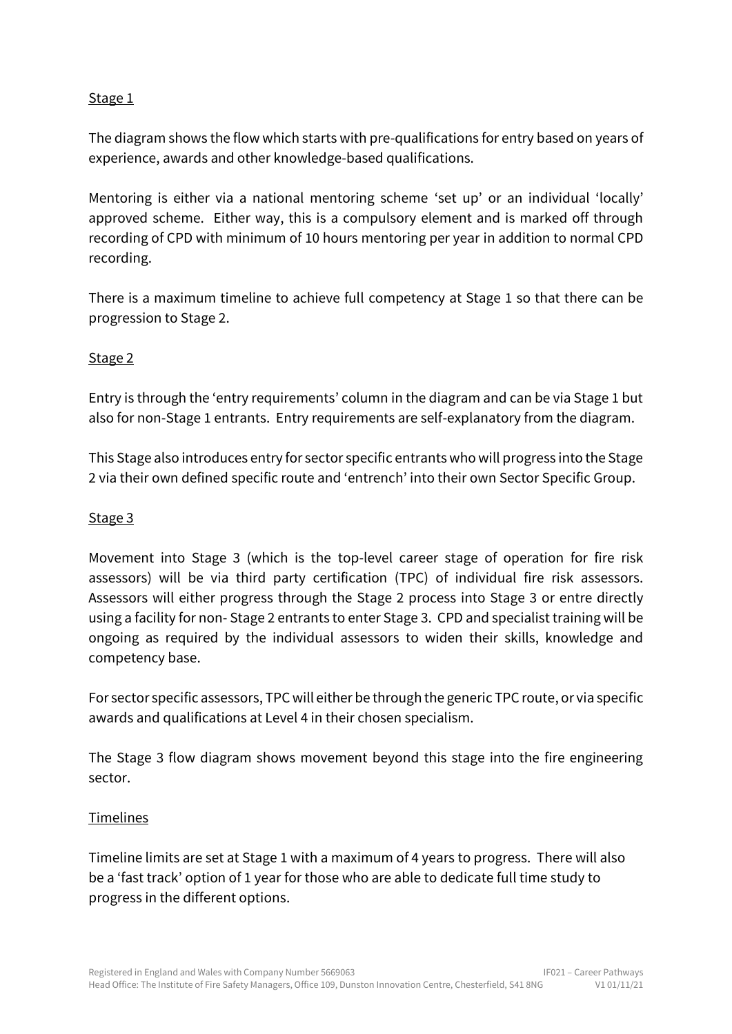Stage 1

The diagram shows the flow which starts with pre-qualifications for entry based on years of experience, awards and other knowledge-based qualifications.

Mentoring is either via a national mentoring scheme 'set up' or an individual 'locally' approved scheme. Either way, this is a compulsory element and is marked off through recording of CPD with minimum of 10 hours mentoring per year in addition to normal CPD recording.

There is a maximum timeline to achieve full competency at Stage 1 so that there can be progression to Stage 2.

Stage 2

Entry is through the 'entry requirements' column in the diagram and can be via Stage 1 but also for non-Stage 1 entrants. Entry requirements are self-explanatory from the diagram.

This Stage also introduces entry for sector specific entrants who will progress into the Stage 2 via their own defined specific route and 'entrench' into their own Sector Specific Group.

Stage 3

Movement into Stage 3 (which is the top-level career stage of operation for fire risk assessors) will be via third party certification (TPC) of individual fire risk assessors. Assessors will either progress through the Stage 2 process into Stage 3 or entre directly using a facility for non- Stage 2 entrants to enter Stage 3. CPD and specialist training will be ongoing as required by the individual assessors to widen their skills, knowledge and competency base.

For sector specific assessors, TPC will either be through the generic TPC route, or via specific awards and qualifications at Level 4 in their chosen specialism.

The Stage 3 flow diagram shows movement beyond this stage into the fire engineering sector.

Timelines

Timeline limits are set at Stage 1 with a maximum of 4 years to progress. There will also be a 'fast track' option of 1 year for those who are able to dedicate full time study to progress in the different options.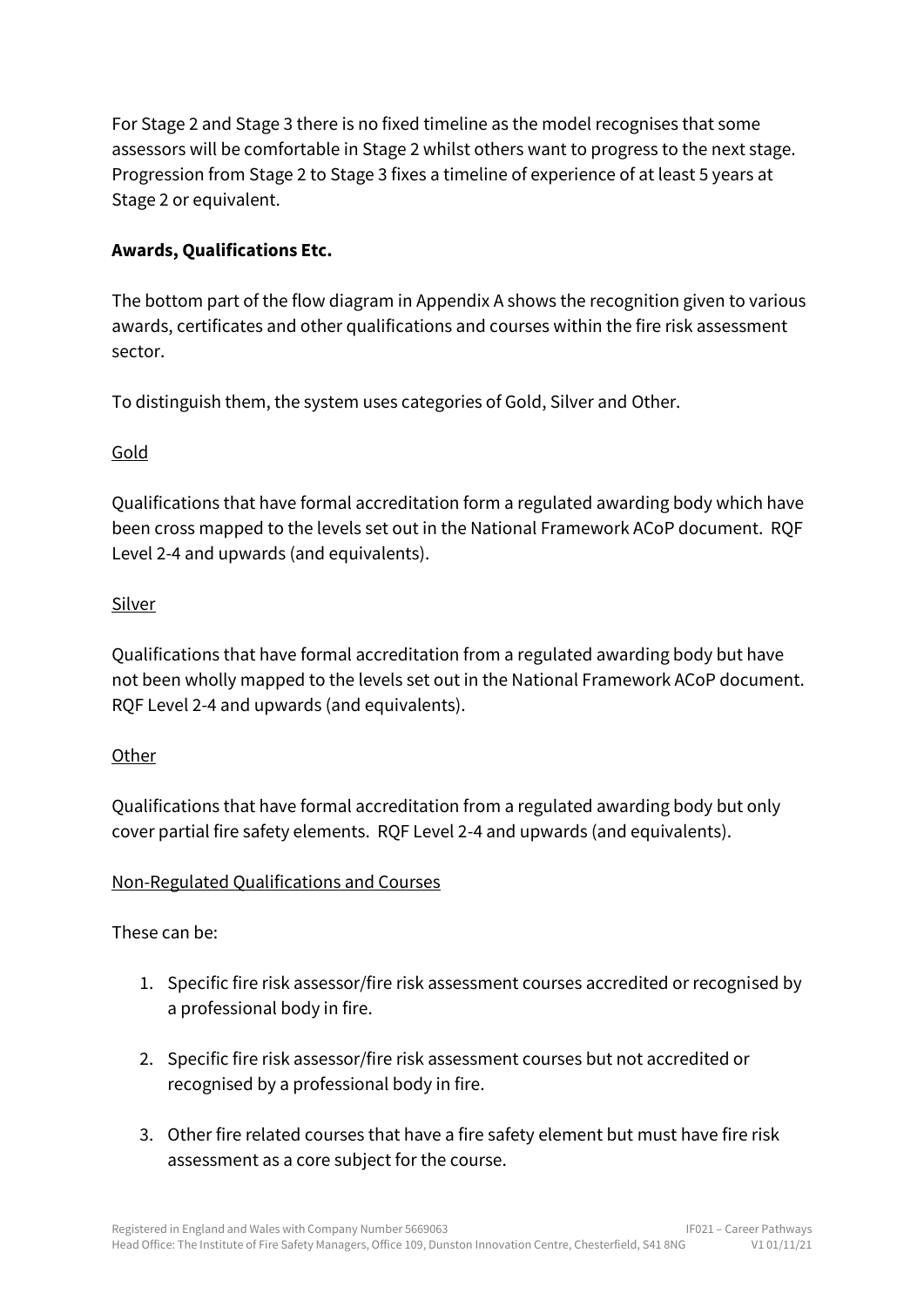For Stage 2 and Stage 3 there is no fixed timeline as the model recognises that some assessors will be comfortable in Stage 2 whilst others want to progress to the next stage. Progression from Stage 2 to Stage 3 fixes a timeline of experience of at least 5 years at Stage 2 or equivalent.

**Awards, Qualifications Etc.**

The bottom part of the flow diagram in Appendix A shows the recognition given to various awards, certificates and other qualifications and courses within the fire risk assessment sector.

To distinguish them, the system uses categories of Gold, Silver and Other.

<u>Gold</u>

Qualifications that have formal accreditation form a regulated awarding body which have been cross mapped to the levels set out in the National Framework ACoP document. RQF Level 2-4 and upwards (and equivalents).

<u>Silver</u>

Qualifications that have formal accreditation from a regulated awarding body but have not been wholly mapped to the levels set out in the National Framework ACoP document. RQF Level 2-4 and upwards (and equivalents).

<u>Other</u>

Qualifications that have formal accreditation from a regulated awarding body but only cover partial fire safety elements. RQF Level 2-4 and upwards (and equivalents).

<u>Non-Regulated Qualifications and Courses</u>

These can be:

1. Specific fire risk assessor/fire risk assessment courses accredited or recognised by a professional body in fire.

2. Specific fire risk assessor/fire risk assessment courses but not accredited or recognised by a professional body in fire.

3. Other fire related courses that have a fire safety element but must have fire risk assessment as a core subject for the course.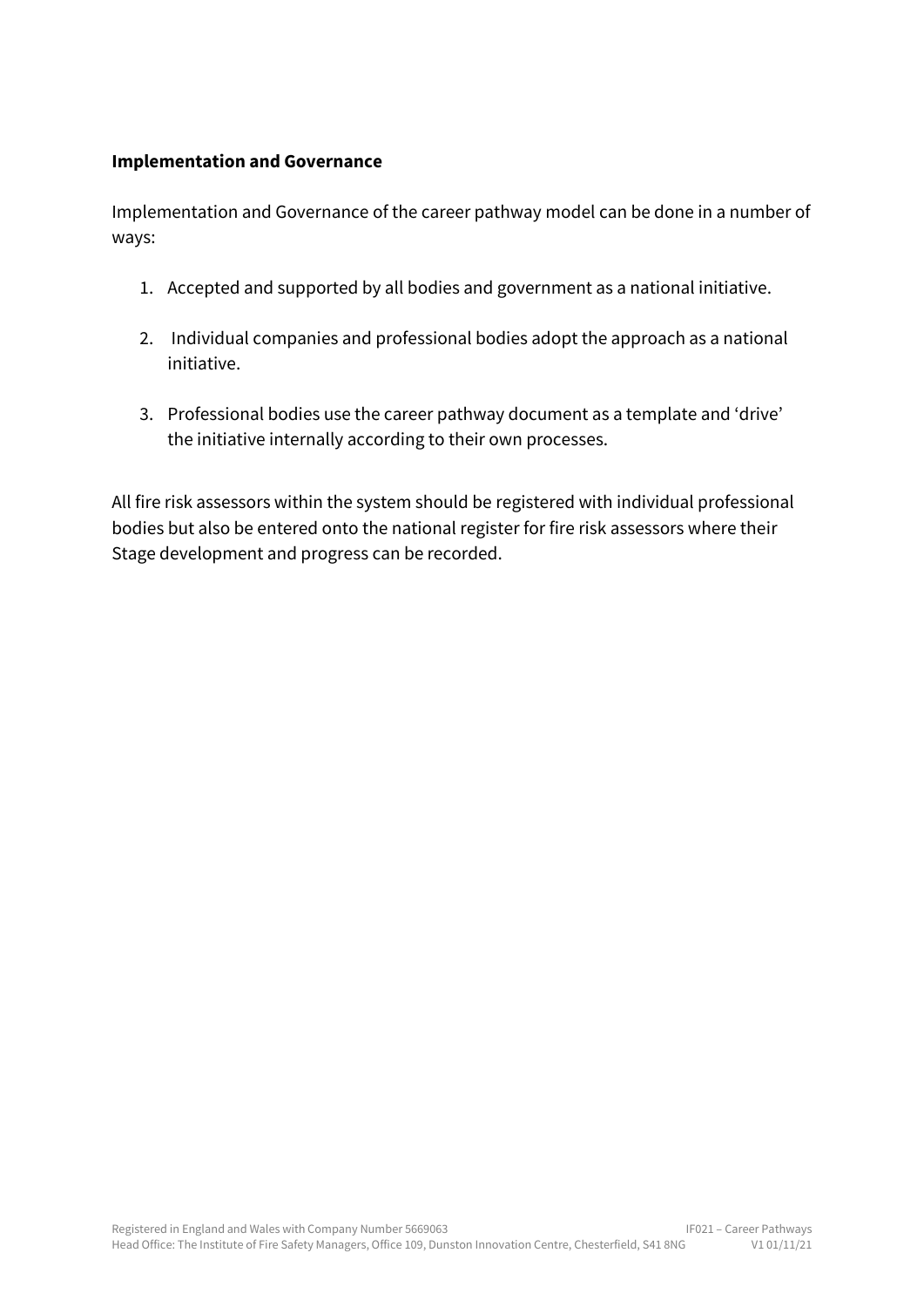**Implementation and Governance**

Implementation and Governance of the career pathway model can be done in a number of ways:

1. Accepted and supported by all bodies and government as a national initiative.

2. Individual companies and professional bodies adopt the approach as a national initiative.

3. Professional bodies use the career pathway document as a template and 'drive' the initiative internally according to their own processes.

All fire risk assessors within the system should be registered with individual professional bodies but also be entered onto the national register for fire risk assessors where their Stage development and progress can be recorded.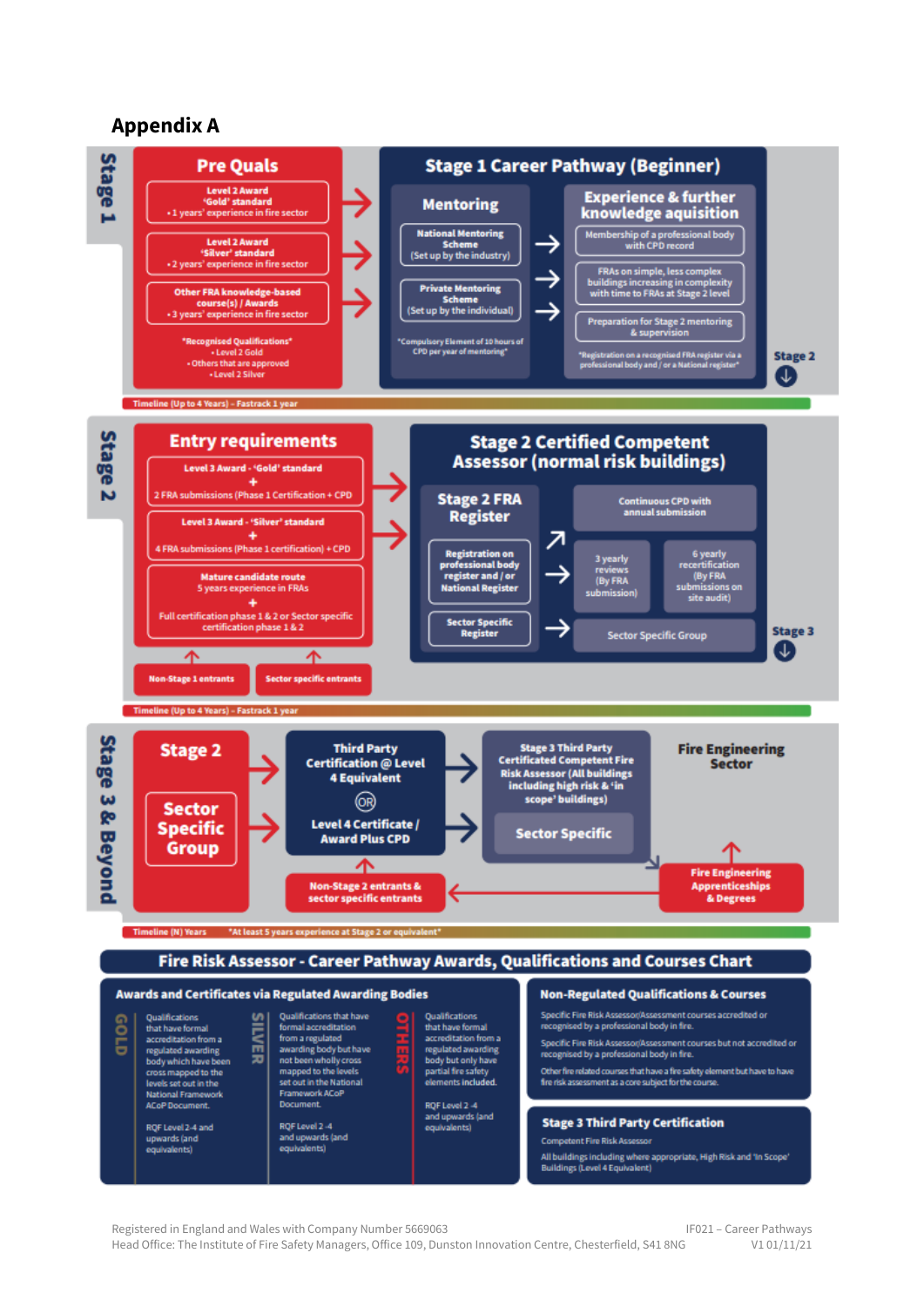# Appendix A

## Stage 1

### Pre Quals

- Level 2 Award 'Gold' standard
  - 1 years' experience in fire sector
- Level 2 Award 'Silver' standard
  - 2 years' experience in fire sector
- Other FRA knowledge-based course(s) / Awards
  - 3 years' experience in fire sector

*Recognised Qualifications*
- Level 2 Gold
- Others that are approved
- Level 2 Silver

### Stage 1 Career Pathway (Beginner)

**Mentoring**

- National Mentoring Scheme (Set up by the industry)
- Private Mentoring Scheme (Set up by the individual)

*Compulsory Element of 10 hours of CPD per year of mentoring*

**Experience & further knowledge aquisition**

- Membership of a professional body with CPD record
- FRAs on simple, less complex buildings increasing in complexity with time to FRAs at Stage 2 level
- Preparation for Stage 2 mentoring & supervision

*Registration on a recognised FRA register via a professional body and / or a National register*

Stage 2

Timeline (Up to 4 Years) - Fastrack 1 year

## Stage 2

### Entry requirements

- Level 3 Award - 'Gold' standard + 2 FRA submissions (Phase 1 Certification + CPD
- Level 3 Award - 'Silver' standard + 4 FRA submissions (Phase 1 certification) + CPD
- Mature candidate route: 5 years experience in FRAs + Full certification phase 1 & 2 or Sector specific certification phase 1 & 2

Non-Stage 1 entrants | Sector specific entrants

### Stage 2 Certified Competent Assessor (normal risk buildings)

**Stage 2 FRA Register**

- Registration on professional body register and / or National Register
- Sector Specific Register

- Continuous CPD with annual submission
- 3 yearly reviews (By FRA submission)
- 6 yearly recertification (By FRA submissions on site audit)
- Sector Specific Group

Stage 3

Timeline (Up to 4 Years) - Fastrack 1 year

## Stage 3 & Beyond

- Stage 2
- Sector Specific Group

**Third Party Certification @ Level 4 Equivalent**

OR

**Level 4 Certificate / Award Plus CPD**

Non-Stage 2 entrants & sector specific entrants

**Stage 3 Third Party Certificated Competent Fire Risk Assessor (All buildings including high risk & 'in scope' buildings)**

- Sector Specific

**Fire Engineering Sector**

- Fire Engineering Apprenticeships & Degrees

Timeline (N) Years *At least 5 years experience at Stage 2 or equivalent*

## Fire Risk Assessor - Career Pathway Awards, Qualifications and Courses Chart

### Awards and Certificates via Regulated Awarding Bodies

| GOLD | SILVER | OTHERS |
|---|---|---|
| Qualifications that have formal accreditation from a regulated awarding body which have been cross mapped to the levels set out in the National Framework ACoP Document. RQF Level 2-4 and upwards (and equivalents) | Qualifications that have formal accreditation from a regulated awarding body but have not been wholly cross mapped to the levels set out in the National Framework ACoP Document. RQF Level 2 -4 and upwards (and equivalents) | Qualifications that have formal accreditation from a regulated awarding body but only have partial fire safety elements included. RQF Level 2 -4 and upwards (and equivalents) |

### Non-Regulated Qualifications & Courses

- Specific Fire Risk Assessor/Assessment courses accredited or recognised by a professional body in fire.
- Specific Fire Risk Assessor/Assessment courses but not accredited or recognised by a professional body in fire.
- Other fire related courses that have a fire safety element but have to have fire risk assessment as a core subject for the course.

### Stage 3 Third Party Certification

Competent Fire Risk Assessor

All buildings including where appropriate, High Risk and 'In Scope' Buildings (Level 4 Equivalent)

Registered in England and Wales with Company Number 5669063
Head Office: The Institute of Fire Safety Managers, Office 109, Dunston Innovation Centre, Chesterfield, S41 8NG

IF021 – Career Pathways V1 01/11/21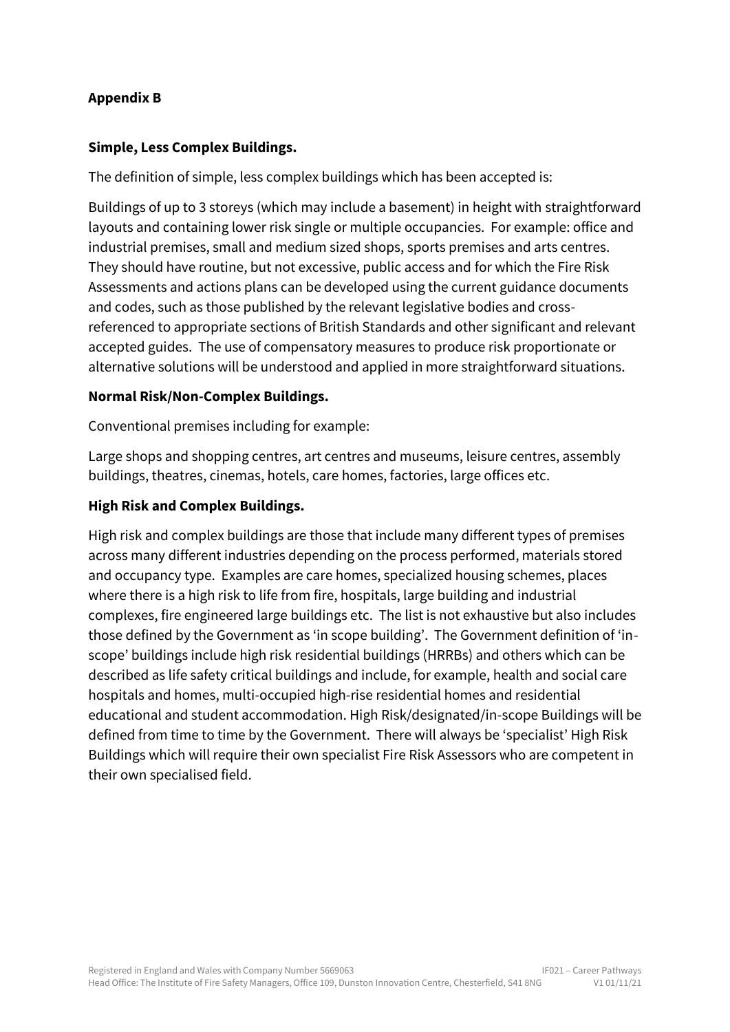**Appendix B**

**Simple, Less Complex Buildings.**

The definition of simple, less complex buildings which has been accepted is:

Buildings of up to 3 storeys (which may include a basement) in height with straightforward layouts and containing lower risk single or multiple occupancies. For example: office and industrial premises, small and medium sized shops, sports premises and arts centres. They should have routine, but not excessive, public access and for which the Fire Risk Assessments and actions plans can be developed using the current guidance documents and codes, such as those published by the relevant legislative bodies and cross-referenced to appropriate sections of British Standards and other significant and relevant accepted guides. The use of compensatory measures to produce risk proportionate or alternative solutions will be understood and applied in more straightforward situations.

**Normal Risk/Non-Complex Buildings.**

Conventional premises including for example:

Large shops and shopping centres, art centres and museums, leisure centres, assembly buildings, theatres, cinemas, hotels, care homes, factories, large offices etc.

**High Risk and Complex Buildings.**

High risk and complex buildings are those that include many different types of premises across many different industries depending on the process performed, materials stored and occupancy type. Examples are care homes, specialized housing schemes, places where there is a high risk to life from fire, hospitals, large building and industrial complexes, fire engineered large buildings etc. The list is not exhaustive but also includes those defined by the Government as 'in scope building'. The Government definition of 'in-scope' buildings include high risk residential buildings (HRRBs) and others which can be described as life safety critical buildings and include, for example, health and social care hospitals and homes, multi-occupied high-rise residential homes and residential educational and student accommodation. High Risk/designated/in-scope Buildings will be defined from time to time by the Government. There will always be 'specialist' High Risk Buildings which will require their own specialist Fire Risk Assessors who are competent in their own specialised field.